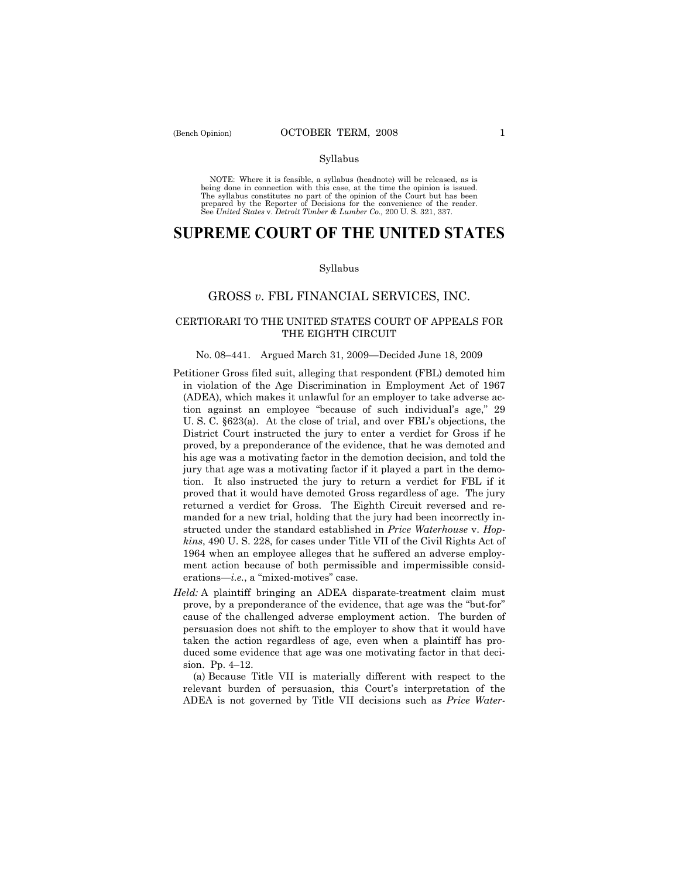Syllabus

NOTE: Where it is feasible, a syllabus (headnote) will be released, as is being done in connection with this case, at the time the opinion is issued. The syllabus constitutes no part of the opinion of the Court but has been prepared by the Reporter of Decisions for the convenience of the reader. See *United States* v. *Detroit Timber & Lumber Co.,* 200 U. S. 321, 337.

# SUPREME COURT OF THE UNITED STATES

Syllabus

## GROSS *v.* FBL FINANCIAL SERVICES, INC.

### CERTIORARI TO THE UNITED STATES COURT OF APPEALS FOR THE EIGHTH CIRCUIT

No. 08–441. Argued March 31, 2009—Decided June 18, 2009

Petitioner Gross filed suit, alleging that respondent (FBL) demoted him in violation of the Age Discrimination in Employment Act of 1967 (ADEA), which makes it unlawful for an employer to take adverse action against an employee "because of such individual's age," 29 U. S. C. §623(a). At the close of trial, and over FBL's objections, the District Court instructed the jury to enter a verdict for Gross if he proved, by a preponderance of the evidence, that he was demoted and his age was a motivating factor in the demotion decision, and told the jury that age was a motivating factor if it played a part in the demotion. It also instructed the jury to return a verdict for FBL if it proved that it would have demoted Gross regardless of age. The jury returned a verdict for Gross. The Eighth Circuit reversed and remanded for a new trial, holding that the jury had been incorrectly instructed under the standard established in *Price Waterhouse* v. *Hopkins*, 490 U. S. 228, for cases under Title VII of the Civil Rights Act of 1964 when an employee alleges that he suffered an adverse employment action because of both permissible and impermissible considerations—*i.e.*, a "mixed-motives" case.

*Held:* A plaintiff bringing an ADEA disparate-treatment claim must prove, by a preponderance of the evidence, that age was the "but-for" cause of the challenged adverse employment action. The burden of persuasion does not shift to the employer to show that it would have taken the action regardless of age, even when a plaintiff has produced some evidence that age was one motivating factor in that decision. Pp. 4–12.

(a) Because Title VII is materially different with respect to the relevant burden of persuasion, this Court's interpretation of the ADEA is not governed by Title VII decisions such as *Price Water-*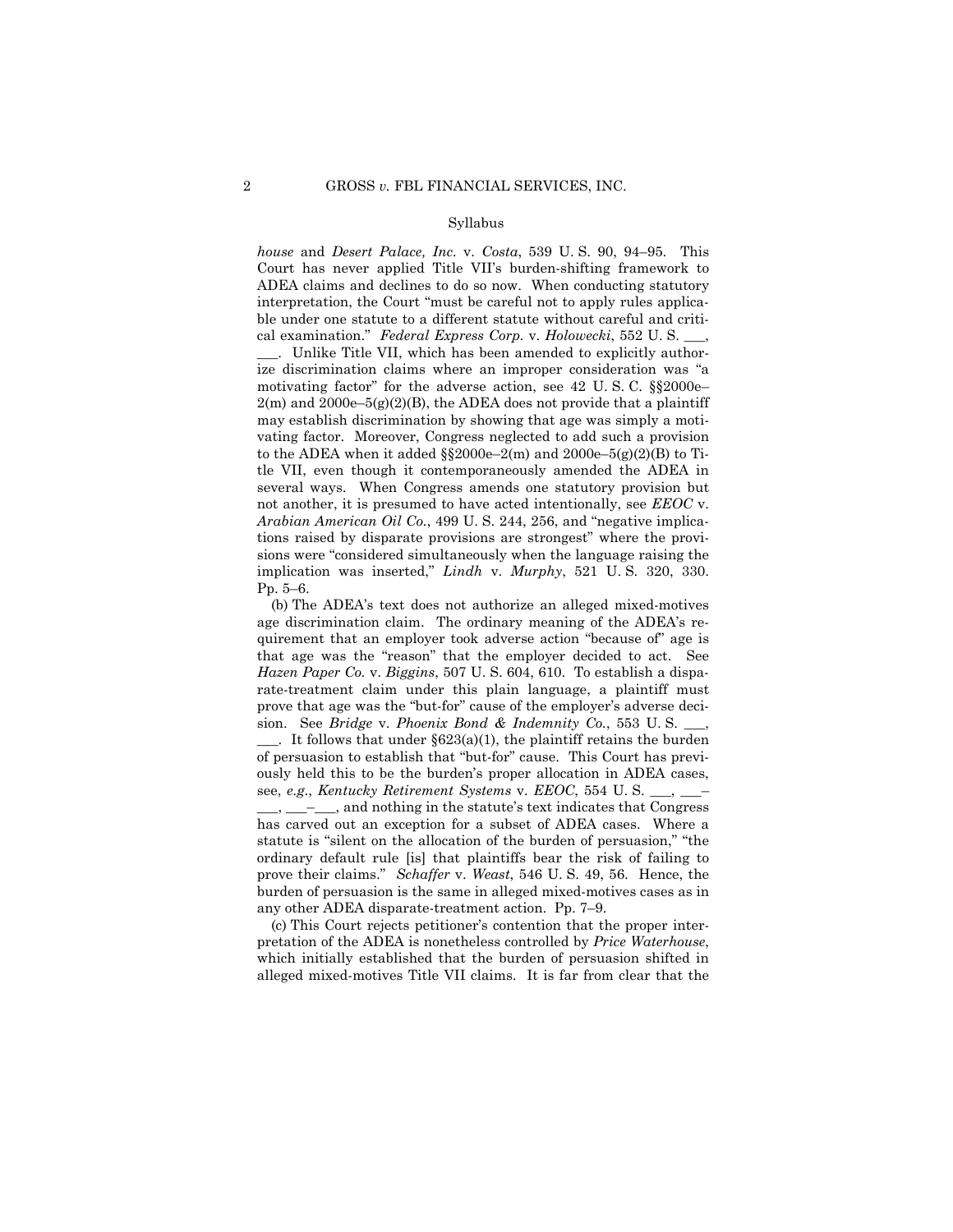Syllabus

*house* and *Desert Palace, Inc.* v. *Costa*, 539 U. S. 90, 94–95. This Court has never applied Title VII's burden-shifting framework to ADEA claims and declines to do so now. When conducting statutory interpretation, the Court "must be careful not to apply rules applicable under one statute to a different statute without careful and critical examination." *Federal Express Corp.* v. *Holowecki*, 552 U. S. \_\_\_, \_\_\_. Unlike Title VII, which has been amended to explicitly authorize discrimination claims where an improper consideration was "a motivating factor" for the adverse action, see 42 U. S. C. §§2000e–2(m) and 2000e–5(g)(2)(B), the ADEA does not provide that a plaintiff may establish discrimination by showing that age was simply a motivating factor. Moreover, Congress neglected to add such a provision to the ADEA when it added §§2000e–2(m) and 2000e–5(g)(2)(B) to Title VII, even though it contemporaneously amended the ADEA in several ways. When Congress amends one statutory provision but not another, it is presumed to have acted intentionally, see *EEOC* v. *Arabian American Oil Co.*, 499 U. S. 244, 256, and "negative implications raised by disparate provisions are strongest" where the provisions were "considered simultaneously when the language raising the implication was inserted," *Lindh* v. *Murphy*, 521 U. S. 320, 330. Pp. 5–6.

(b) The ADEA's text does not authorize an alleged mixed-motives age discrimination claim. The ordinary meaning of the ADEA's requirement that an employer took adverse action "because of" age is that age was the "reason" that the employer decided to act. See *Hazen Paper Co.* v. *Biggins*, 507 U. S. 604, 610. To establish a disparate-treatment claim under this plain language, a plaintiff must prove that age was the "but-for" cause of the employer's adverse decision. See *Bridge* v. *Phoenix Bond & Indemnity Co.*, 553 U. S. \_\_\_, \_\_\_. It follows that under §623(a)(1), the plaintiff retains the burden of persuasion to establish that "but-for" cause. This Court has previously held this to be the burden's proper allocation in ADEA cases, see, *e.g.*, *Kentucky Retirement Systems* v. *EEOC*, 554 U. S. \_\_\_, \_\_\_–\_\_\_, \_\_\_–\_\_\_, and nothing in the statute's text indicates that Congress has carved out an exception for a subset of ADEA cases. Where a statute is "silent on the allocation of the burden of persuasion," "the ordinary default rule [is] that plaintiffs bear the risk of failing to prove their claims." *Schaffer* v. *Weast*, 546 U. S. 49, 56. Hence, the burden of persuasion is the same in alleged mixed-motives cases as in any other ADEA disparate-treatment action. Pp. 7–9.

(c) This Court rejects petitioner's contention that the proper interpretation of the ADEA is nonetheless controlled by *Price Waterhouse*, which initially established that the burden of persuasion shifted in alleged mixed-motives Title VII claims. It is far from clear that the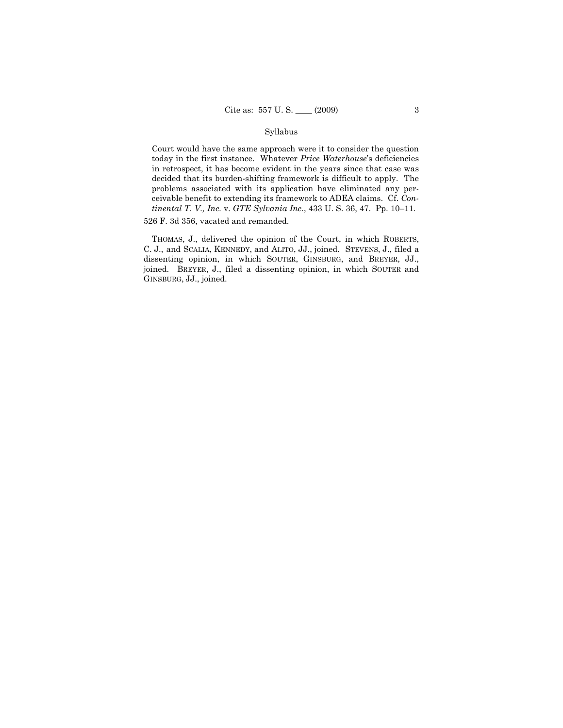Syllabus

Court would have the same approach were it to consider the question today in the first instance. Whatever *Price Waterhouse*'s deficiencies in retrospect, it has become evident in the years since that case was decided that its burden-shifting framework is difficult to apply. The problems associated with its application have eliminated any perceivable benefit to extending its framework to ADEA claims. Cf. *Continental T. V., Inc.* v. *GTE Sylvania Inc.*, 433 U. S. 36, 47. Pp. 10–11.

526 F. 3d 356, vacated and remanded.

THOMAS, J., delivered the opinion of the Court, in which ROBERTS, C. J., and SCALIA, KENNEDY, and ALITO, JJ., joined. STEVENS, J., filed a dissenting opinion, in which SOUTER, GINSBURG, and BREYER, JJ., joined. BREYER, J., filed a dissenting opinion, in which SOUTER and GINSBURG, JJ., joined.